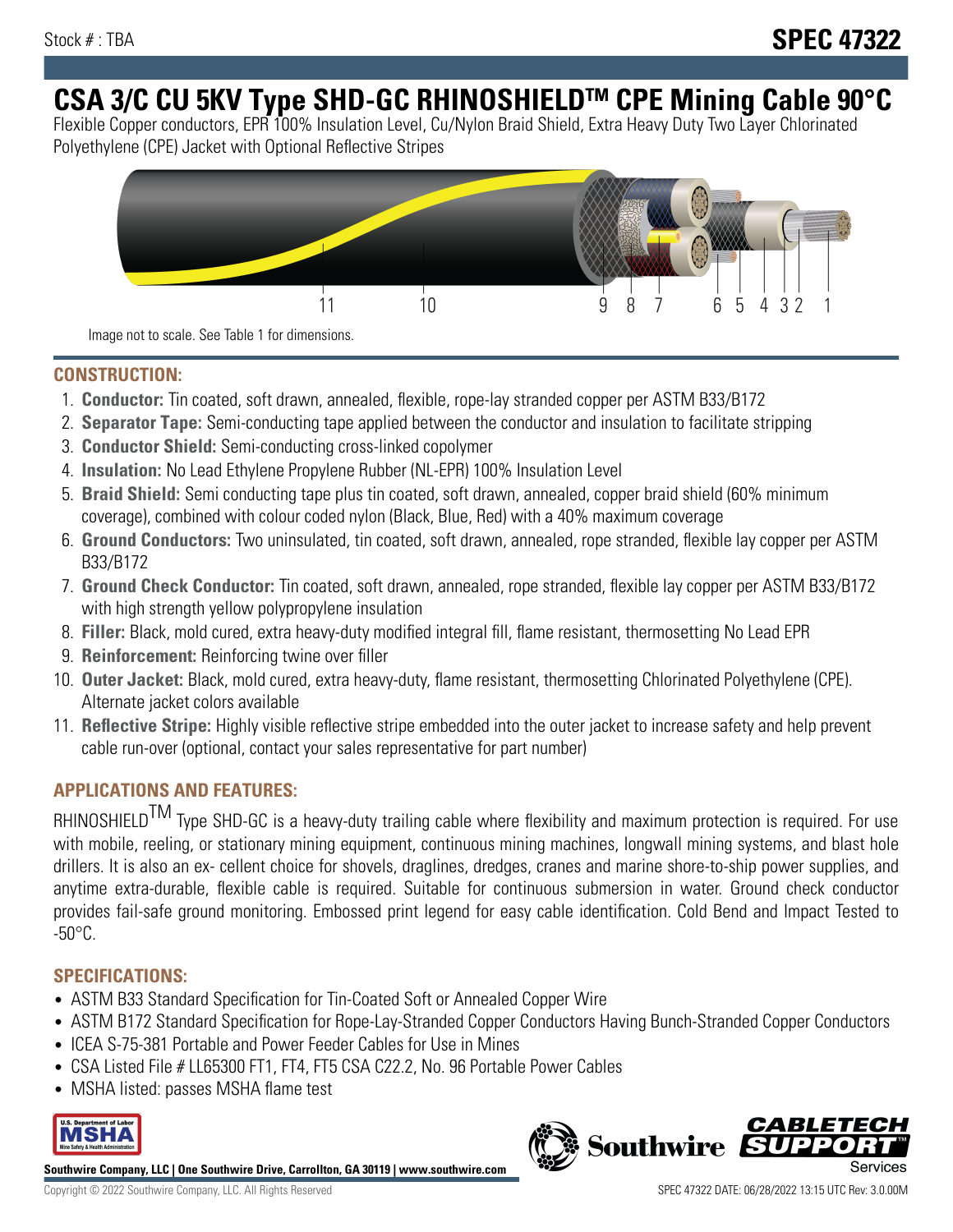Stock # : TBA

# SPEC 47322

# CSA 3/C CU 5KV Type SHD-GC RHINOSHIELD™ CPE Mining Cable 90°C

Flexible Copper conductors, EPR 100% Insulation Level, Cu/Nylon Braid Shield, Extra Heavy Duty Two Layer Chlorinated Polyethylene (CPE) Jacket with Optional Reflective Stripes

Image not to scale. See Table 1 for dimensions.

## CONSTRUCTION:

1. **Conductor:** Tin coated, soft drawn, annealed, flexible, rope-lay stranded copper per ASTM B33/B172
2. **Separator Tape:** Semi-conducting tape applied between the conductor and insulation to facilitate stripping
3. **Conductor Shield:** Semi-conducting cross-linked copolymer
4. **Insulation:** No Lead Ethylene Propylene Rubber (NL-EPR) 100% Insulation Level
5. **Braid Shield:** Semi conducting tape plus tin coated, soft drawn, annealed, copper braid shield (60% minimum coverage), combined with colour coded nylon (Black, Blue, Red) with a 40% maximum coverage
6. **Ground Conductors:** Two uninsulated, tin coated, soft drawn, annealed, rope stranded, flexible lay copper per ASTM B33/B172
7. **Ground Check Conductor:** Tin coated, soft drawn, annealed, rope stranded, flexible lay copper per ASTM B33/B172 with high strength yellow polypropylene insulation
8. **Filler:** Black, mold cured, extra heavy-duty modified integral fill, flame resistant, thermosetting No Lead EPR
9. **Reinforcement:** Reinforcing twine over filler
10. **Outer Jacket:** Black, mold cured, extra heavy-duty, flame resistant, thermosetting Chlorinated Polyethylene (CPE). Alternate jacket colors available
11. **Reflective Stripe:** Highly visible reflective stripe embedded into the outer jacket to increase safety and help prevent cable run-over (optional, contact your sales representative for part number)

## APPLICATIONS AND FEATURES:

RHINOSHIELD™ Type SHD-GC is a heavy-duty trailing cable where flexibility and maximum protection is required. For use with mobile, reeling, or stationary mining equipment, continuous mining machines, longwall mining systems, and blast hole drillers. It is also an ex- cellent choice for shovels, draglines, dredges, cranes and marine shore-to-ship power supplies, and anytime extra-durable, flexible cable is required. Suitable for continuous submersion in water. Ground check conductor provides fail-safe ground monitoring. Embossed print legend for easy cable identification. Cold Bend and Impact Tested to -50°C.

## SPECIFICATIONS:

- ASTM B33 Standard Specification for Tin-Coated Soft or Annealed Copper Wire
- ASTM B172 Standard Specification for Rope-Lay-Stranded Copper Conductors Having Bunch-Stranded Copper Conductors
- ICEA S-75-381 Portable and Power Feeder Cables for Use in Mines
- CSA Listed File # LL65300 FT1, FT4, FT5 CSA C22.2, No. 96 Portable Power Cables
- MSHA listed: passes MSHA flame test

**Southwire Company, LLC | One Southwire Drive, Carrollton, GA 30119 | www.southwire.com**

Copyright © 2022 Southwire Company, LLC. All Rights Reserved

SPEC 47322 DATE: 06/28/2022 13:15 UTC Rev: 3.0.00M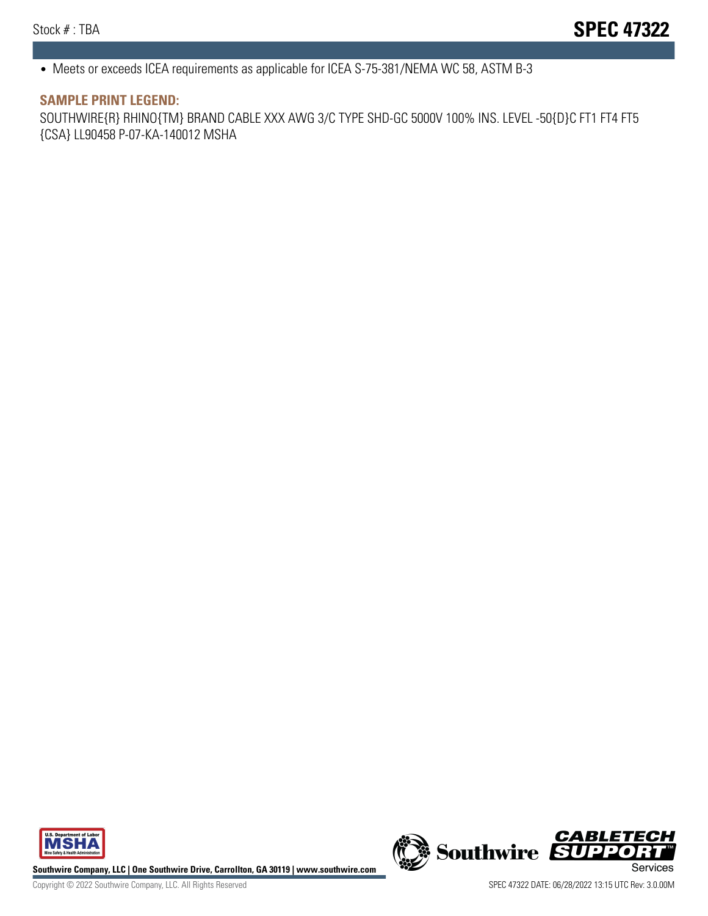- Meets or exceeds ICEA requirements as applicable for ICEA S-75-381/NEMA WC 58, ASTM B-3

### SAMPLE PRINT LEGEND:

SOUTHWIRE{R} RHINO{TM} BRAND CABLE XXX AWG 3/C TYPE SHD-GC 5000V 100% INS. LEVEL -50{D}C FT1 FT4 FT5 {CSA} LL90458 P-07-KA-140012 MSHA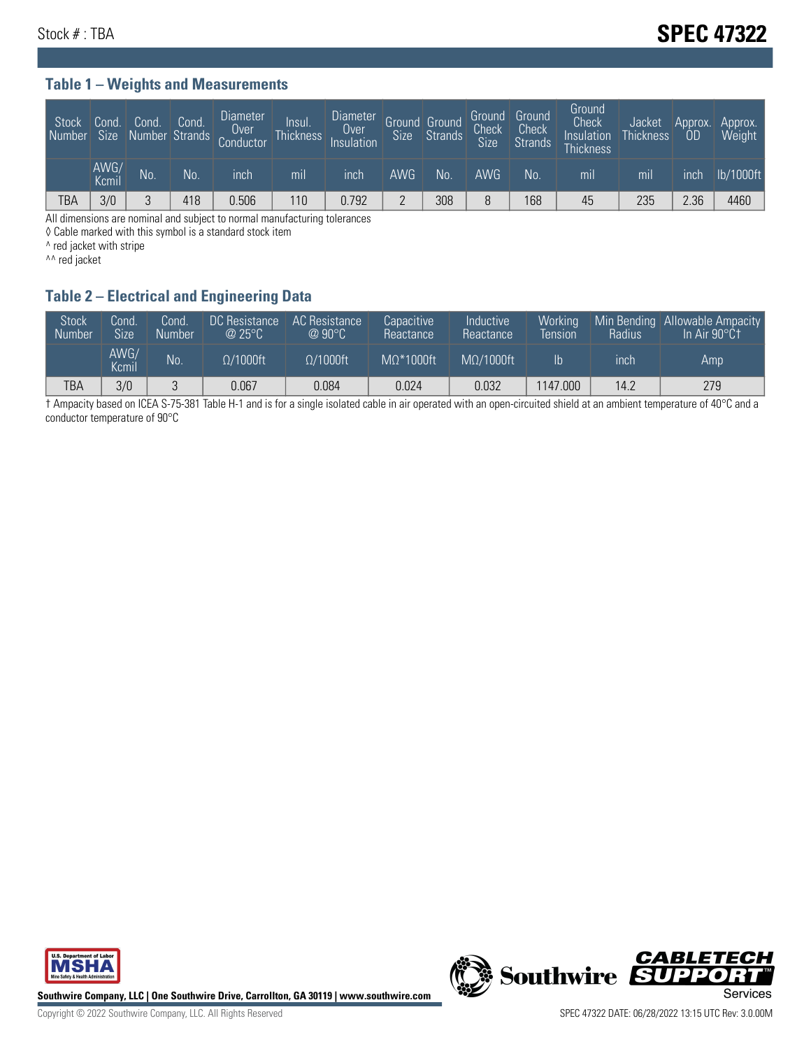Stock # : TBA

# SPEC 47322

## Table 1 – Weights and Measurements

| Stock Number | Cond. Size | Cond. Number | Cond. Strands | Diameter Over Conductor | Insul. Thickness | Diameter Over Insulation | Ground Size | Ground Strands | Ground Check Size | Ground Check Strands | Ground Check Insulation Thickness | Jacket Thickness | Approx. OD | Approx. Weight |
|---|---|---|---|---|---|---|---|---|---|---|---|---|---|---|
| | AWG/ Kcmil | No. | No. | inch | mil | inch | AWG | No. | AWG | No. | mil | mil | inch | lb/1000ft |
| TBA | 3/0 | 3 | 418 | 0.506 | 110 | 0.792 | 2 | 308 | 8 | 168 | 45 | 235 | 2.36 | 4460 |

All dimensions are nominal and subject to normal manufacturing tolerances

◊ Cable marked with this symbol is a standard stock item

^ red jacket with stripe

^^ red jacket

## Table 2 – Electrical and Engineering Data

| Stock Number | Cond. Size | Cond. Number | DC Resistance @ 25°C | AC Resistance @ 90°C | Capacitive Reactance | Inductive Reactance | Working Tension | Min Bending Radius | Allowable Ampacity In Air 90°C† |
|---|---|---|---|---|---|---|---|---|---|
| | AWG/ Kcmil | No. | Ω/1000ft | Ω/1000ft | MΩ*1000ft | MΩ/1000ft | lb | inch | Amp |
| TBA | 3/0 | 3 | 0.067 | 0.084 | 0.024 | 0.032 | 1147.000 | 14.2 | 279 |

† Ampacity based on ICEA S-75-381 Table H-1 and is for a single isolated cable in air operated with an open-circuited shield at an ambient temperature of 40°C and a conductor temperature of 90°C

Southwire Company, LLC | One Southwire Drive, Carrollton, GA 30119 | www.southwire.com

Copyright © 2022 Southwire Company, LLC. All Rights Reserved

SPEC 47322 DATE: 06/28/2022 13:15 UTC Rev: 3.0.00M